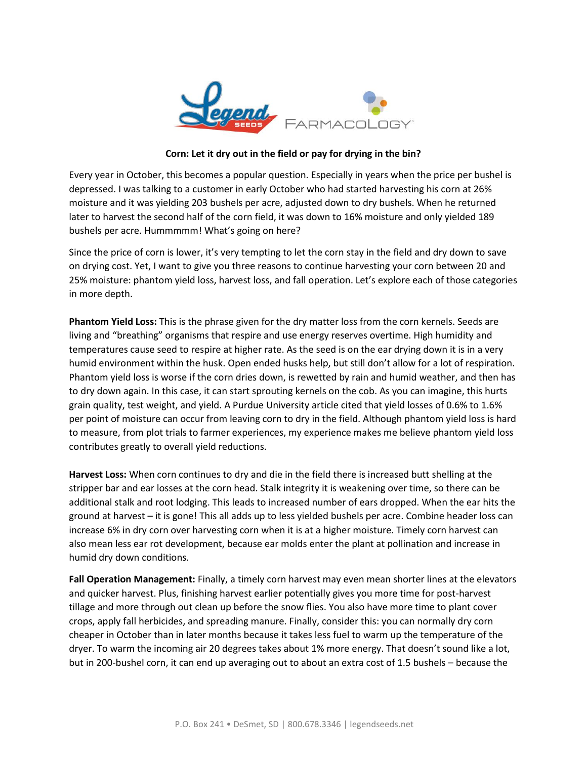**Corn: Let it dry out in the field or pay for drying in the bin?**

Every year in October, this becomes a popular question. Especially in years when the price per bushel is depressed. I was talking to a customer in early October who had started harvesting his corn at 26% moisture and it was yielding 203 bushels per acre, adjusted down to dry bushels. When he returned later to harvest the second half of the corn field, it was down to 16% moisture and only yielded 189 bushels per acre. Hummmmm! What's going on here?

Since the price of corn is lower, it's very tempting to let the corn stay in the field and dry down to save on drying cost. Yet, I want to give you three reasons to continue harvesting your corn between 20 and 25% moisture: phantom yield loss, harvest loss, and fall operation. Let's explore each of those categories in more depth.

**Phantom Yield Loss:** This is the phrase given for the dry matter loss from the corn kernels. Seeds are living and "breathing" organisms that respire and use energy reserves overtime. High humidity and temperatures cause seed to respire at higher rate. As the seed is on the ear drying down it is in a very humid environment within the husk. Open ended husks help, but still don't allow for a lot of respiration. Phantom yield loss is worse if the corn dries down, is rewetted by rain and humid weather, and then has to dry down again. In this case, it can start sprouting kernels on the cob. As you can imagine, this hurts grain quality, test weight, and yield. A Purdue University article cited that yield losses of 0.6% to 1.6% per point of moisture can occur from leaving corn to dry in the field. Although phantom yield loss is hard to measure, from plot trials to farmer experiences, my experience makes me believe phantom yield loss contributes greatly to overall yield reductions.

**Harvest Loss:** When corn continues to dry and die in the field there is increased butt shelling at the stripper bar and ear losses at the corn head. Stalk integrity it is weakening over time, so there can be additional stalk and root lodging. This leads to increased number of ears dropped. When the ear hits the ground at harvest – it is gone! This all adds up to less yielded bushels per acre. Combine header loss can increase 6% in dry corn over harvesting corn when it is at a higher moisture. Timely corn harvest can also mean less ear rot development, because ear molds enter the plant at pollination and increase in humid dry down conditions.

**Fall Operation Management:** Finally, a timely corn harvest may even mean shorter lines at the elevators and quicker harvest. Plus, finishing harvest earlier potentially gives you more time for post-harvest tillage and more through out clean up before the snow flies. You also have more time to plant cover crops, apply fall herbicides, and spreading manure. Finally, consider this: you can normally dry corn cheaper in October than in later months because it takes less fuel to warm up the temperature of the dryer. To warm the incoming air 20 degrees takes about 1% more energy. That doesn't sound like a lot, but in 200-bushel corn, it can end up averaging out to about an extra cost of 1.5 bushels – because the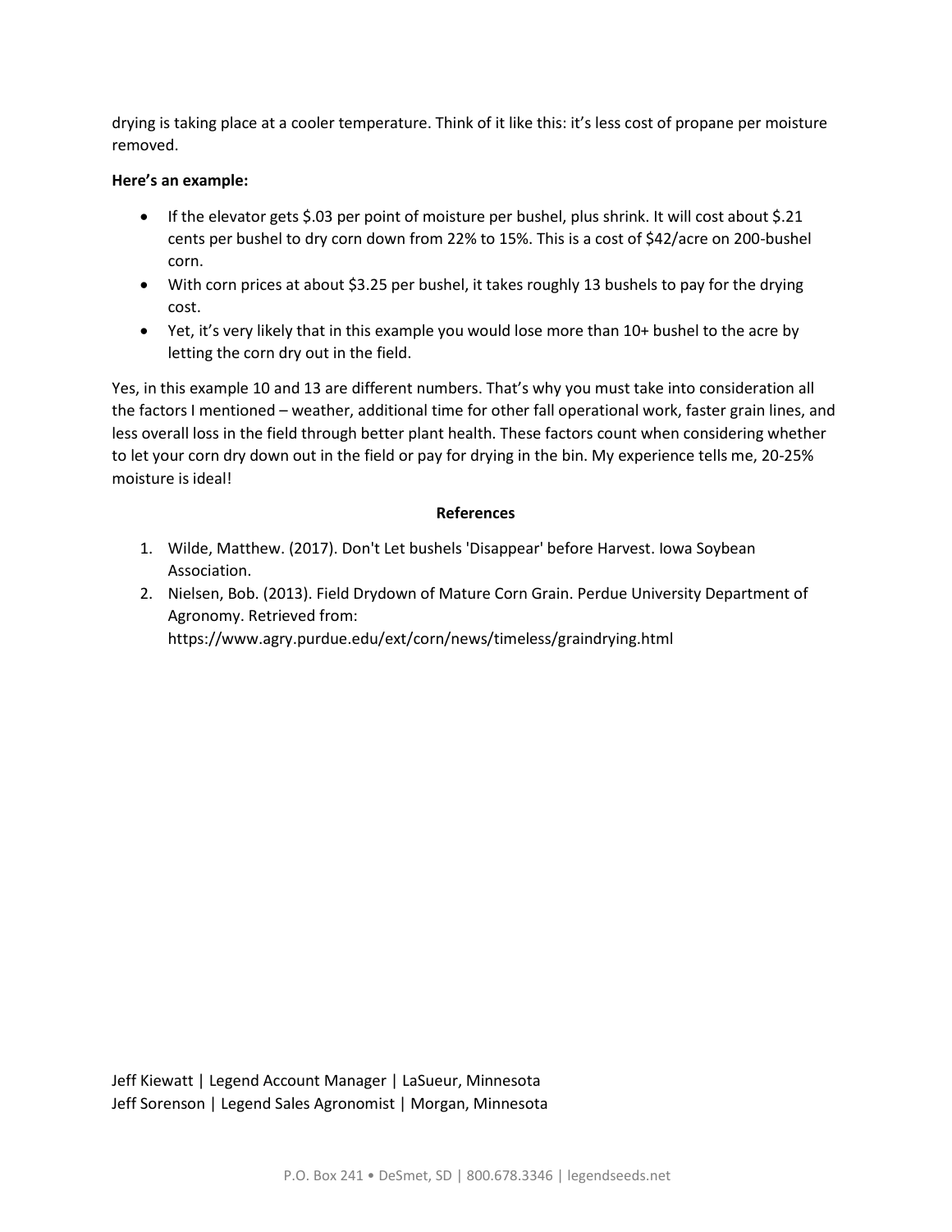drying is taking place at a cooler temperature. Think of it like this: it's less cost of propane per moisture removed.

**Here's an example:**

- If the elevator gets $.03 per point of moisture per bushel, plus shrink. It will cost about $.21 cents per bushel to dry corn down from 22% to 15%. This is a cost of $42/acre on 200-bushel corn.
- With corn prices at about $3.25 per bushel, it takes roughly 13 bushels to pay for the drying cost.
- Yet, it's very likely that in this example you would lose more than 10+ bushel to the acre by letting the corn dry out in the field.

Yes, in this example 10 and 13 are different numbers. That's why you must take into consideration all the factors I mentioned – weather, additional time for other fall operational work, faster grain lines, and less overall loss in the field through better plant health. These factors count when considering whether to let your corn dry down out in the field or pay for drying in the bin. My experience tells me, 20-25% moisture is ideal!

**References**

1. Wilde, Matthew. (2017). Don't Let bushels 'Disappear' before Harvest. Iowa Soybean Association.
2. Nielsen, Bob. (2013). Field Drydown of Mature Corn Grain. Perdue University Department of Agronomy. Retrieved from: https://www.agry.purdue.edu/ext/corn/news/timeless/graindrying.html

Jeff Kiewatt | Legend Account Manager | LaSueur, Minnesota
Jeff Sorenson | Legend Sales Agronomist | Morgan, Minnesota

P.O. Box 241 • DeSmet, SD | 800.678.3346 | legendseeds.net